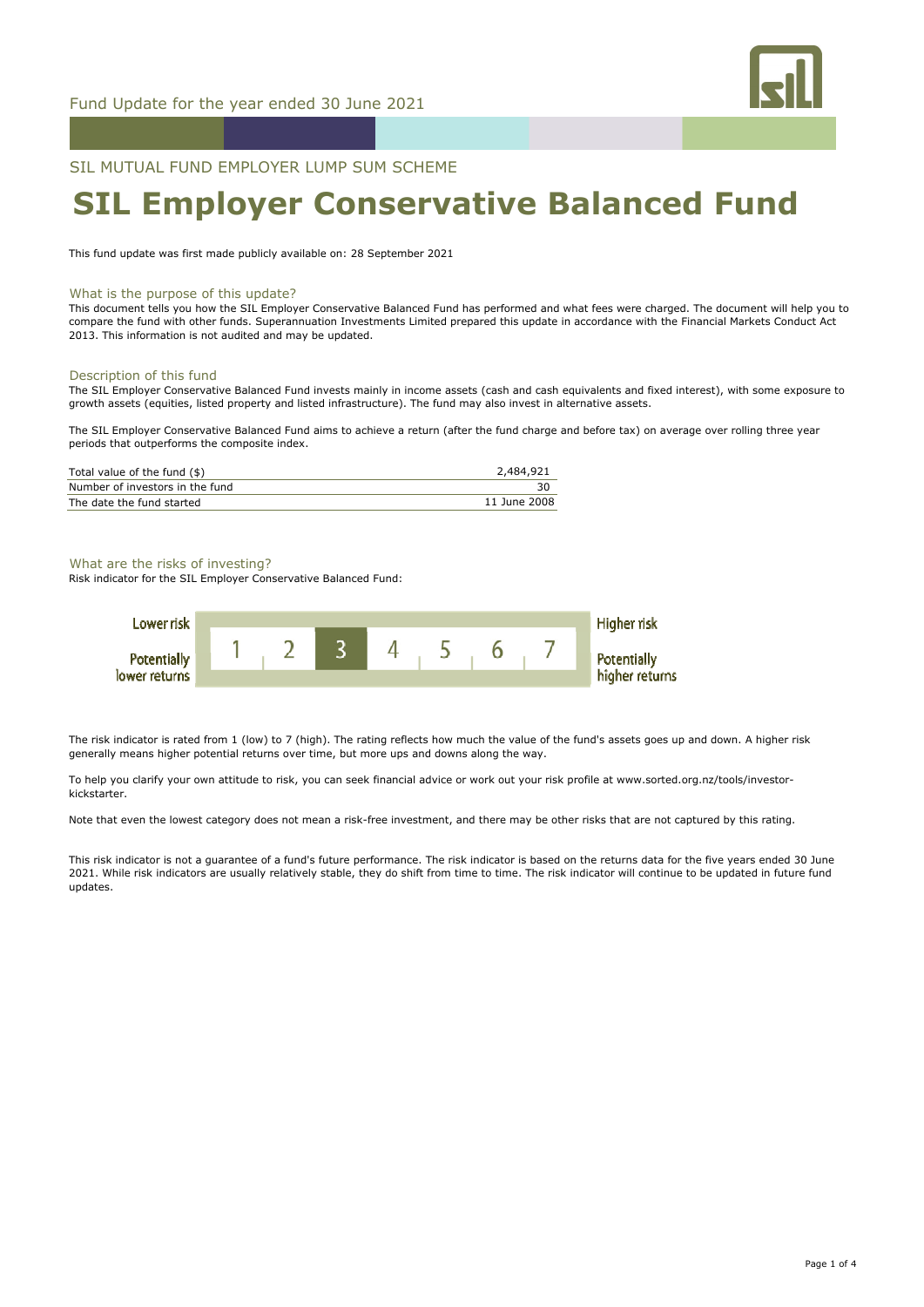Fund Update for the year ended 30 June 2021

SIL MUTUAL FUND EMPLOYER LUMP SUM SCHEME

# SIL Employer Conservative Balanced Fund

This fund update was first made publicly available on: 28 September 2021

## What is the purpose of this update?

This document tells you how the SIL Employer Conservative Balanced Fund has performed and what fees were charged. The document will help you to compare the fund with other funds. Superannuation Investments Limited prepared this update in accordance with the Financial Markets Conduct Act 2013. This information is not audited and may be updated.

## Description of this fund

The SIL Employer Conservative Balanced Fund invests mainly in income assets (cash and cash equivalents and fixed interest), with some exposure to growth assets (equities, listed property and listed infrastructure). The fund may also invest in alternative assets.

The SIL Employer Conservative Balanced Fund aims to achieve a return (after the fund charge and before tax) on average over rolling three year periods that outperforms the composite index.

| | |
|---|---|
| Total value of the fund ($) | 2,484,921 |
| Number of investors in the fund | 30 |
| The date the fund started | 11 June 2008 |

## What are the risks of investing?

Risk indicator for the SIL Employer Conservative Balanced Fund:

| Lower risk / Potentially lower returns | 1 | 2 | **3** | 4 | 5 | 6 | 7 | Higher risk / Potentially higher returns |
|---|---|---|---|---|---|---|---|---|

The risk indicator is rated from 1 (low) to 7 (high). The rating reflects how much the value of the fund's assets goes up and down. A higher risk generally means higher potential returns over time, but more ups and downs along the way.

To help you clarify your own attitude to risk, you can seek financial advice or work out your risk profile at www.sorted.org.nz/tools/investor-kickstarter.

Note that even the lowest category does not mean a risk-free investment, and there may be other risks that are not captured by this rating.

This risk indicator is not a guarantee of a fund's future performance. The risk indicator is based on the returns data for the five years ended 30 June 2021. While risk indicators are usually relatively stable, they do shift from time to time. The risk indicator will continue to be updated in future fund updates.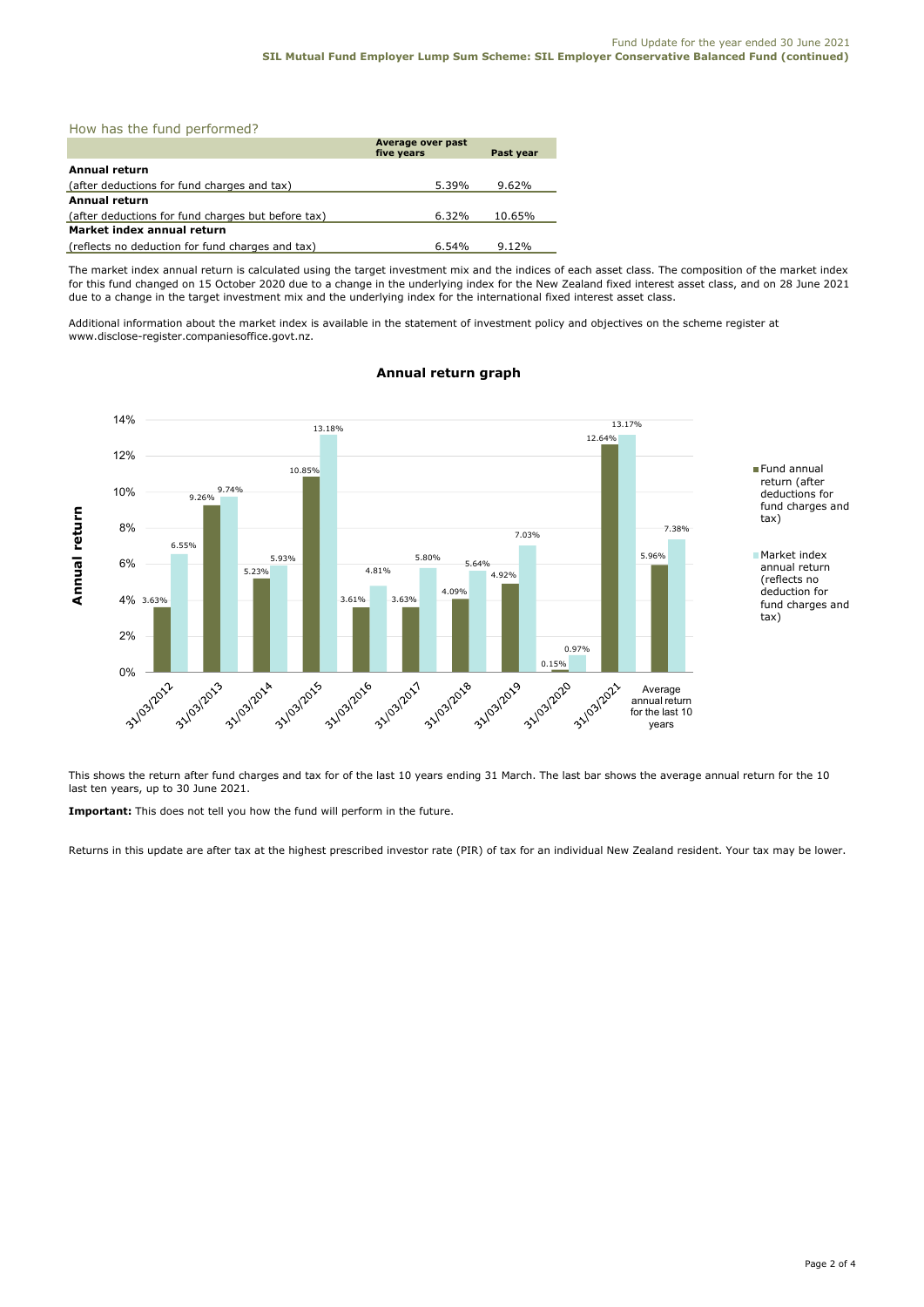## How has the fund performed?

| | Average over past five years | Past year |
|---|---|---|
| **Annual return** | | |
| (after deductions for fund charges and tax) | 5.39% | 9.62% |
| **Annual return** | | |
| (after deductions for fund charges but before tax) | 6.32% | 10.65% |
| **Market index annual return** | | |
| (reflects no deduction for fund charges and tax) | 6.54% | 9.12% |

The market index annual return is calculated using the target investment mix and the indices of each asset class. The composition of the market index for this fund changed on 15 October 2020 due to a change in the underlying index for the New Zealand fixed interest asset class, and on 28 June 2021 due to a change in the target investment mix and the underlying index for the international fixed interest asset class.

Additional information about the market index is available in the statement of investment policy and objectives on the scheme register at www.disclose-register.companiesoffice.govt.nz.

### Annual return graph

| | Fund annual return (after deductions for fund charges and tax) | Market index annual return (reflects no deduction for fund charges and tax) |
|---|---|---|
| 31/03/2012 | 3.63% | 6.55% |
| 31/03/2013 | 9.26% | 9.74% |
| 31/03/2014 | 5.23% | 5.93% |
| 31/03/2015 | 10.85% | 13.18% |
| 31/03/2016 | 3.61% | 4.81% |
| 31/03/2017 | 3.63% | 5.80% |
| 31/03/2018 | 4.09% | 5.64% |
| 31/03/2019 | 4.92% | 7.03% |
| 31/03/2020 | 0.15% | 0.97% |
| 31/03/2021 | 12.64% | 13.17% |
| Average annual return for the last 10 years | 5.96% | 7.38% |

This shows the return after fund charges and tax for of the last 10 years ending 31 March. The last bar shows the average annual return for the 10 last ten years, up to 30 June 2021.

**Important:** This does not tell you how the fund will perform in the future.

Returns in this update are after tax at the highest prescribed investor rate (PIR) of tax for an individual New Zealand resident. Your tax may be lower.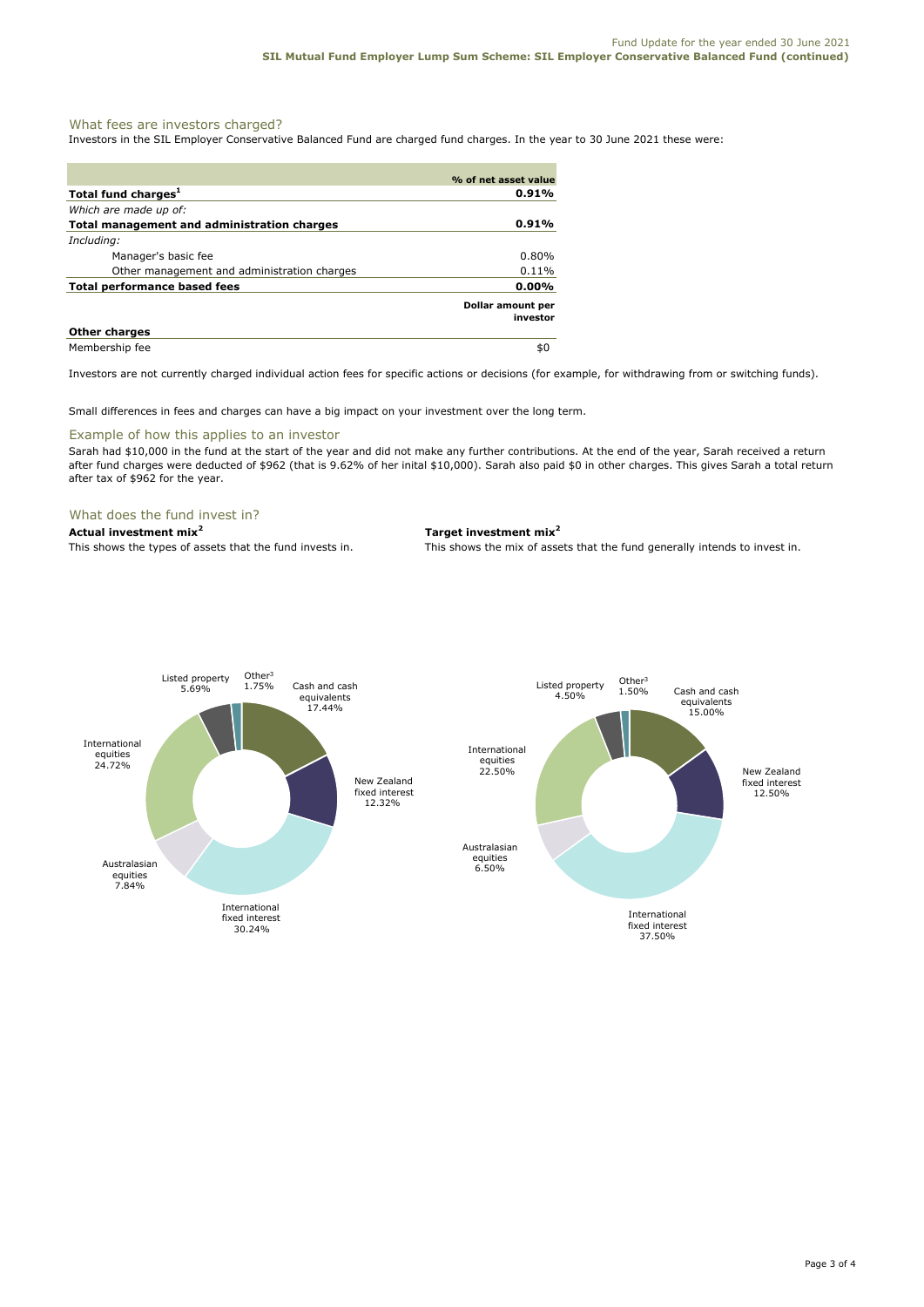## What fees are investors charged?

Investors in the SIL Employer Conservative Balanced Fund are charged fund charges. In the year to 30 June 2021 these were:

| | % of net asset value |
|---|---|
| **Total fund charges[1]** | **0.91%** |
| *Which are made up of:* | |
| **Total management and administration charges** | **0.91%** |
| *Including:* | |
| Manager's basic fee | 0.80% |
| Other management and administration charges | 0.11% |
| **Total performance based fees** | **0.00%** |
| | **Dollar amount per investor** |
| **Other charges** | |
| Membership fee | $0 |

Investors are not currently charged individual action fees for specific actions or decisions (for example, for withdrawing from or switching funds).

Small differences in fees and charges can have a big impact on your investment over the long term.

## Example of how this applies to an investor

Sarah had $10,000 in the fund at the start of the year and did not make any further contributions. At the end of the year, Sarah received a return after fund charges were deducted of $962 (that is 9.62% of her inital $10,000). Sarah also paid $0 in other charges. This gives Sarah a total return after tax of $962 for the year.

## What does the fund invest in?

**Actual investment mix[2]**

This shows the types of assets that the fund invests in.

| Asset type | % |
|---|---|
| Cash and cash equivalents | 17.44% |
| New Zealand fixed interest | 12.32% |
| International fixed interest | 30.24% |
| Australasian equities | 7.84% |
| International equities | 24.72% |
| Listed property | 5.69% |
| Other[3] | 1.75% |

**Target investment mix[2]**

This shows the mix of assets that the fund generally intends to invest in.

| Asset type | % |
|---|---|
| Cash and cash equivalents | 15.00% |
| New Zealand fixed interest | 12.50% |
| International fixed interest | 37.50% |
| Australasian equities | 6.50% |
| International equities | 22.50% |
| Listed property | 4.50% |
| Other[3] | 1.50% |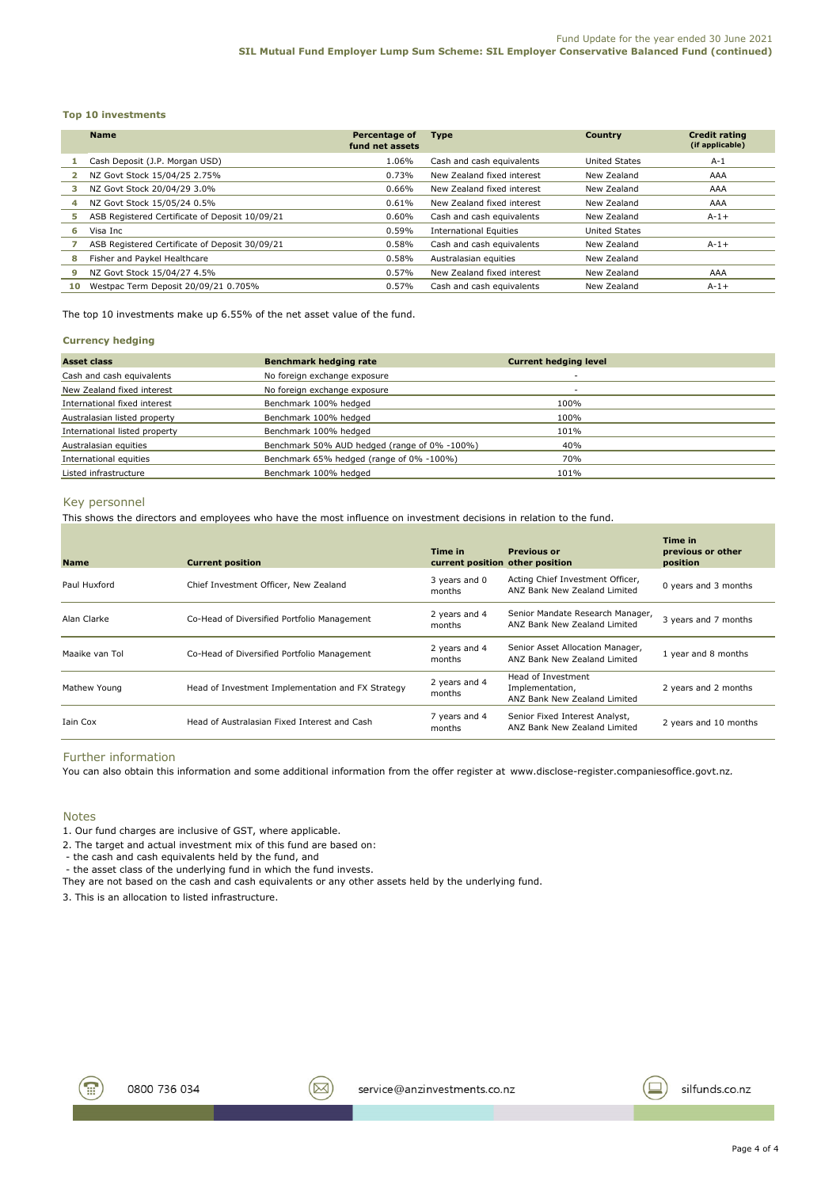### Top 10 investments

| | Name | Percentage of fund net assets | Type | Country | Credit rating (if applicable) |
|---|---|---|---|---|---|
| 1 | Cash Deposit (J.P. Morgan USD) | 1.06% | Cash and cash equivalents | United States | A-1 |
| 2 | NZ Govt Stock 15/04/25 2.75% | 0.73% | New Zealand fixed interest | New Zealand | AAA |
| 3 | NZ Govt Stock 20/04/29 3.0% | 0.66% | New Zealand fixed interest | New Zealand | AAA |
| 4 | NZ Govt Stock 15/05/24 0.5% | 0.61% | New Zealand fixed interest | New Zealand | AAA |
| 5 | ASB Registered Certificate of Deposit 10/09/21 | 0.60% | Cash and cash equivalents | New Zealand | A-1+ |
| 6 | Visa Inc | 0.59% | International Equities | United States | |
| 7 | ASB Registered Certificate of Deposit 30/09/21 | 0.58% | Cash and cash equivalents | New Zealand | A-1+ |
| 8 | Fisher and Paykel Healthcare | 0.58% | Australasian equities | New Zealand | |
| 9 | NZ Govt Stock 15/04/27 4.5% | 0.57% | New Zealand fixed interest | New Zealand | AAA |
| 10 | Westpac Term Deposit 20/09/21 0.705% | 0.57% | Cash and cash equivalents | New Zealand | A-1+ |

The top 10 investments make up 6.55% of the net asset value of the fund.

### Currency hedging

| Asset class | Benchmark hedging rate | Current hedging level |
|---|---|---|
| Cash and cash equivalents | No foreign exchange exposure | - |
| New Zealand fixed interest | No foreign exchange exposure | - |
| International fixed interest | Benchmark 100% hedged | 100% |
| Australasian listed property | Benchmark 100% hedged | 100% |
| International listed property | Benchmark 100% hedged | 101% |
| Australasian equities | Benchmark 50% AUD hedged (range of 0% -100%) | 40% |
| International equities | Benchmark 65% hedged (range of 0% -100%) | 70% |
| Listed infrastructure | Benchmark 100% hedged | 101% |

## Key personnel

This shows the directors and employees who have the most influence on investment decisions in relation to the fund.

| Name | Current position | Time in current position | Previous or other position | Time in previous or other position |
|---|---|---|---|---|
| Paul Huxford | Chief Investment Officer, New Zealand | 3 years and 0 months | Acting Chief Investment Officer, ANZ Bank New Zealand Limited | 0 years and 3 months |
| Alan Clarke | Co-Head of Diversified Portfolio Management | 2 years and 4 months | Senior Mandate Research Manager, ANZ Bank New Zealand Limited | 3 years and 7 months |
| Maaike van Tol | Co-Head of Diversified Portfolio Management | 2 years and 4 months | Senior Asset Allocation Manager, ANZ Bank New Zealand Limited | 1 year and 8 months |
| Mathew Young | Head of Investment Implementation and FX Strategy | 2 years and 4 months | Head of Investment Implementation, ANZ Bank New Zealand Limited | 2 years and 2 months |
| Iain Cox | Head of Australasian Fixed Interest and Cash | 7 years and 4 months | Senior Fixed Interest Analyst, ANZ Bank New Zealand Limited | 2 years and 10 months |

## Further information

You can also obtain this information and some additional information from the offer register at www.disclose-register.companiesoffice.govt.nz.

## Notes

1. Our fund charges are inclusive of GST, where applicable.
2. The target and actual investment mix of this fund are based on:
 - the cash and cash equivalents held by the fund, and
 - the asset class of the underlying fund in which the fund invests.

They are not based on the cash and cash equivalents or any other assets held by the underlying fund.

3. This is an allocation to listed infrastructure.

0800 736 034 service@anzinvestments.co.nz silfunds.co.nz